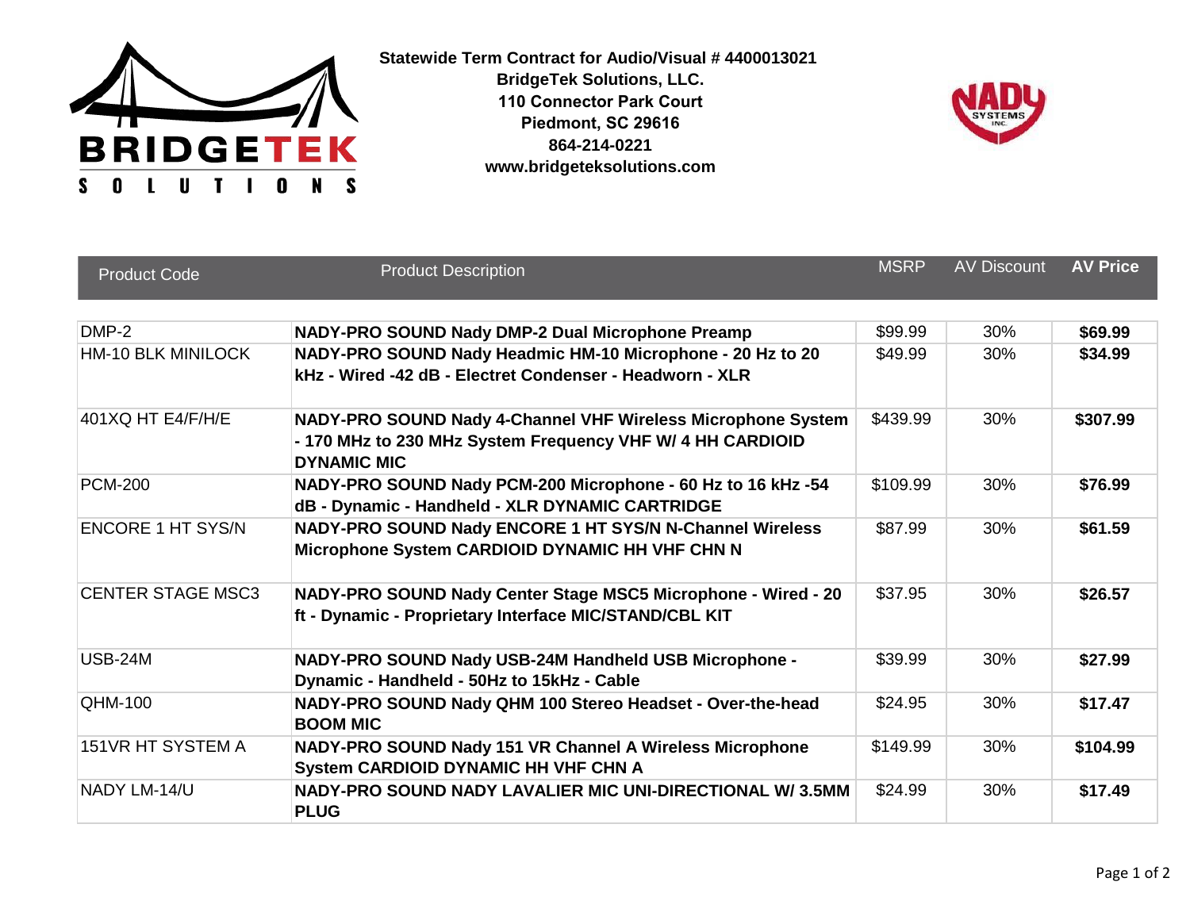**Statewide Term Contract for Audio/Visual # 4400013021**
**BridgeTek Solutions, LLC.**
**110 Connector Park Court**
**Piedmont, SC 29616**
**864-214-0221**
**www.bridgeteksolutions.com**

| Product Code | Product Description | MSRP | AV Discount | AV Price |
|---|---|---|---|---|
| DMP-2 | **NADY-PRO SOUND Nady DMP-2 Dual Microphone Preamp** | $99.99 | 30% | **$69.99** |
| HM-10 BLK MINILOCK | **NADY-PRO SOUND Nady Headmic HM-10 Microphone - 20 Hz to 20 kHz - Wired -42 dB - Electret Condenser - Headworn - XLR** | $49.99 | 30% | **$34.99** |
| 401XQ HT E4/F/H/E | **NADY-PRO SOUND Nady 4-Channel VHF Wireless Microphone System - 170 MHz to 230 MHz System Frequency VHF W/ 4 HH CARDIOID DYNAMIC MIC** | $439.99 | 30% | **$307.99** |
| PCM-200 | **NADY-PRO SOUND Nady PCM-200 Microphone - 60 Hz to 16 kHz -54 dB - Dynamic - Handheld - XLR DYNAMIC CARTRIDGE** | $109.99 | 30% | **$76.99** |
| ENCORE 1 HT SYS/N | **NADY-PRO SOUND Nady ENCORE 1 HT SYS/N N-Channel Wireless Microphone System CARDIOID DYNAMIC HH VHF CHN N** | $87.99 | 30% | **$61.59** |
| CENTER STAGE MSC3 | **NADY-PRO SOUND Nady Center Stage MSC5 Microphone - Wired - 20 ft - Dynamic - Proprietary Interface MIC/STAND/CBL KIT** | $37.95 | 30% | **$26.57** |
| USB-24M | **NADY-PRO SOUND Nady USB-24M Handheld USB Microphone - Dynamic - Handheld - 50Hz to 15kHz - Cable** | $39.99 | 30% | **$27.99** |
| QHM-100 | **NADY-PRO SOUND Nady QHM 100 Stereo Headset - Over-the-head BOOM MIC** | $24.95 | 30% | **$17.47** |
| 151VR HT SYSTEM A | **NADY-PRO SOUND Nady 151 VR Channel A Wireless Microphone System CARDIOID DYNAMIC HH VHF CHN A** | $149.99 | 30% | **$104.99** |
| NADY LM-14/U | **NADY-PRO SOUND NADY LAVALIER MIC UNI-DIRECTIONAL W/ 3.5MM PLUG** | $24.99 | 30% | **$17.49** |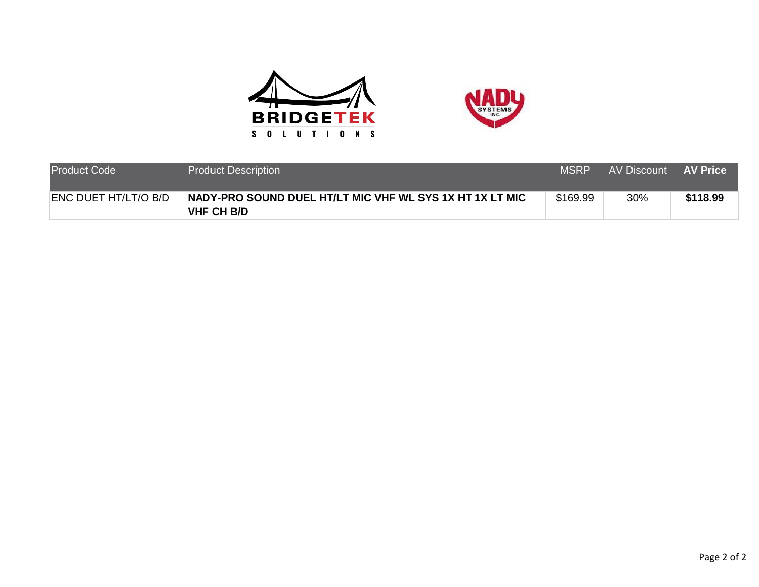| Product Code | Product Description | MSRP | AV Discount | **AV Price** |
|---|---|---|---|---|
| ENC DUET HT/LT/O B/D | **NADY-PRO SOUND DUEL HT/LT MIC VHF WL SYS 1X HT 1X LT MIC VHF CH B/D** | $169.99 | 30% | **$118.99** |